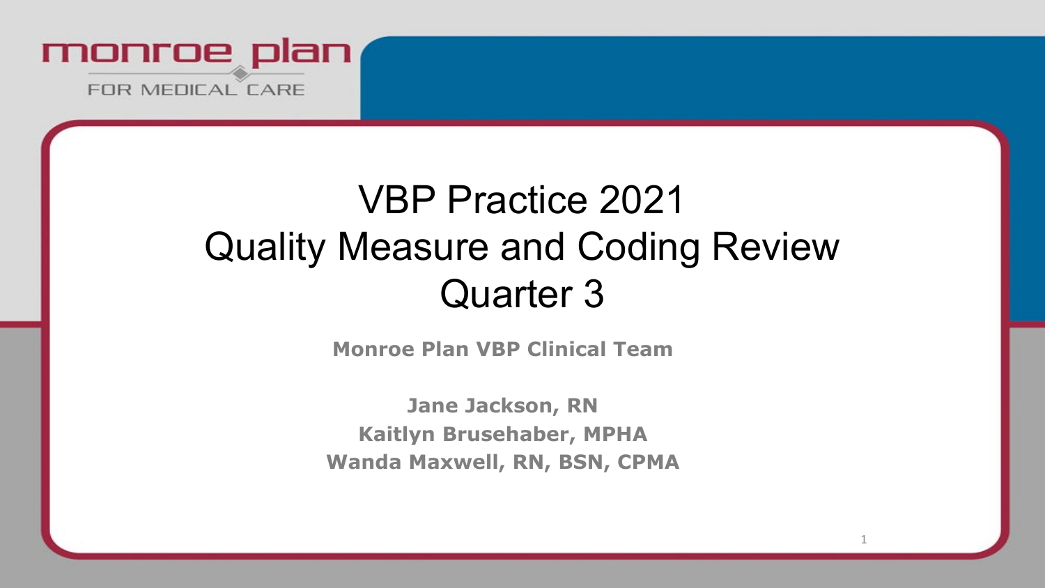monroe plan

FOR MEDICAL CARE

# VBP Practice 2021
# Quality Measure and Coding Review
# Quarter 3

**Monroe Plan VBP Clinical Team**

**Jane Jackson, RN**
**Kaitlyn Brusehaber, MPHA**
**Wanda Maxwell, RN, BSN, CPMA**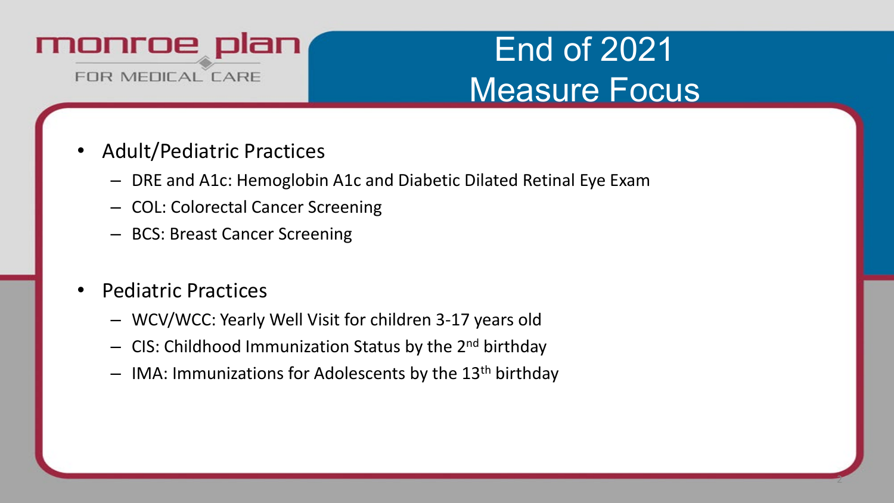monroe plan
FOR MEDICAL CARE

# End of 2021 Measure Focus

- Adult/Pediatric Practices
  - DRE and A1c: Hemoglobin A1c and Diabetic Dilated Retinal Eye Exam
  - COL: Colorectal Cancer Screening
  - BCS: Breast Cancer Screening

- Pediatric Practices
  - WCV/WCC: Yearly Well Visit for children 3-17 years old
  - CIS: Childhood Immunization Status by the 2nd birthday
  - IMA: Immunizations for Adolescents by the 13th birthday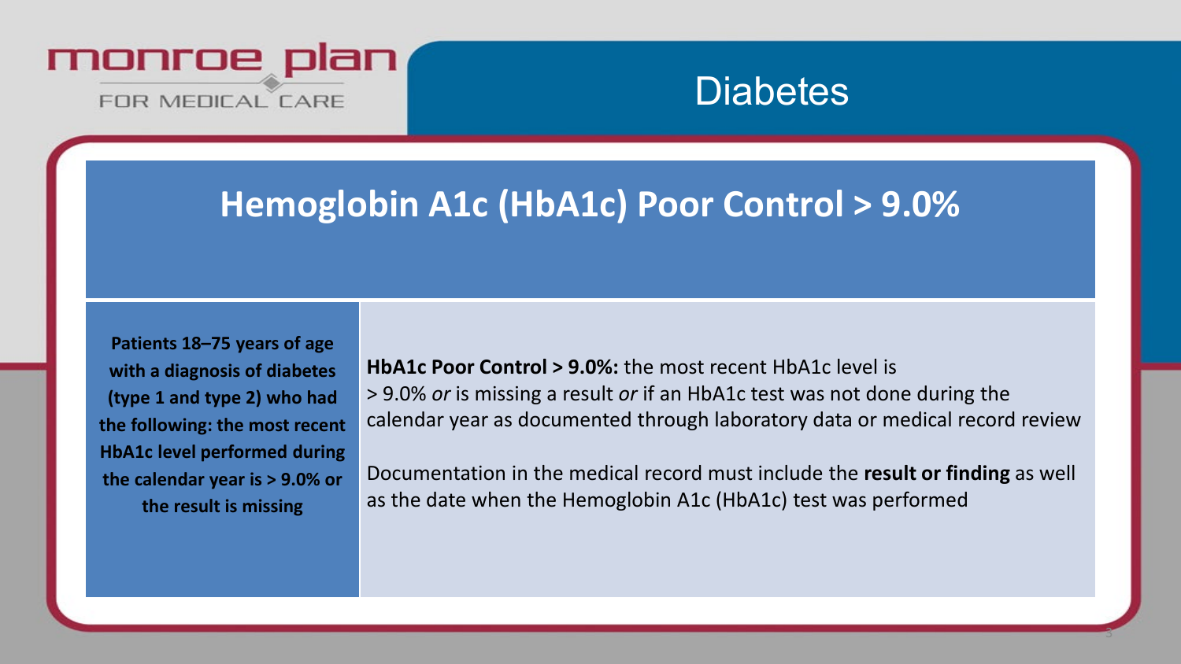monroe plan

FOR MEDICAL CARE

# Diabetes

## Hemoglobin A1c (HbA1c) Poor Control > 9.0%

**Patients 18–75 years of age with a diagnosis of diabetes (type 1 and type 2) who had the following: the most recent HbA1c level performed during the calendar year is > 9.0% or the result is missing**

**HbA1c Poor Control > 9.0%:** the most recent HbA1c level is > 9.0% *or* is missing a result *or* if an HbA1c test was not done during the calendar year as documented through laboratory data or medical record review

Documentation in the medical record must include the **result or finding** as well as the date when the Hemoglobin A1c (HbA1c) test was performed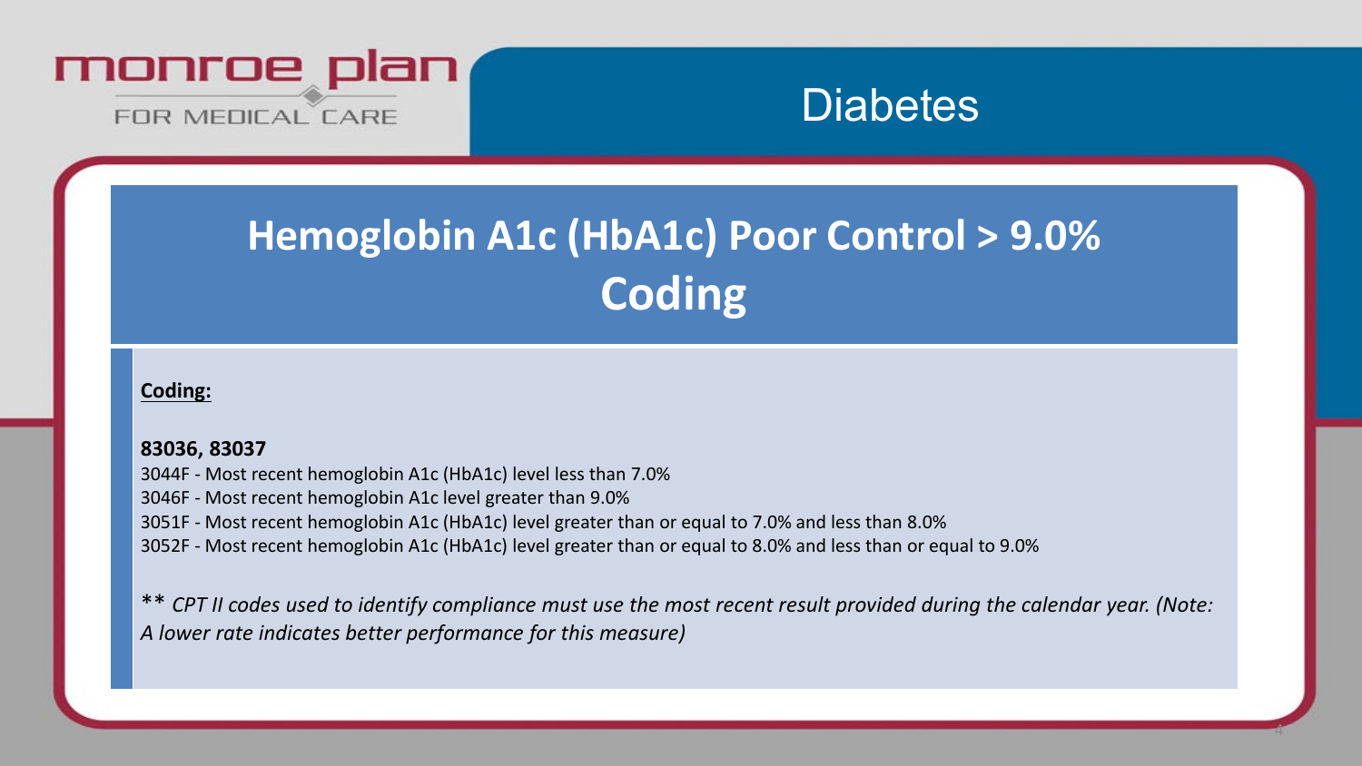# Diabetes

## Hemoglobin A1c (HbA1c) Poor Control > 9.0% Coding

**Coding:**

**83036, 83037**

3044F - Most recent hemoglobin A1c (HbA1c) level less than 7.0%
3046F - Most recent hemoglobin A1c level greater than 9.0%
3051F - Most recent hemoglobin A1c (HbA1c) level greater than or equal to 7.0% and less than 8.0%
3052F - Most recent hemoglobin A1c (HbA1c) level greater than or equal to 8.0% and less than or equal to 9.0%

*** CPT II codes used to identify compliance must use the most recent result provided during the calendar year. (Note: A lower rate indicates better performance for this measure)*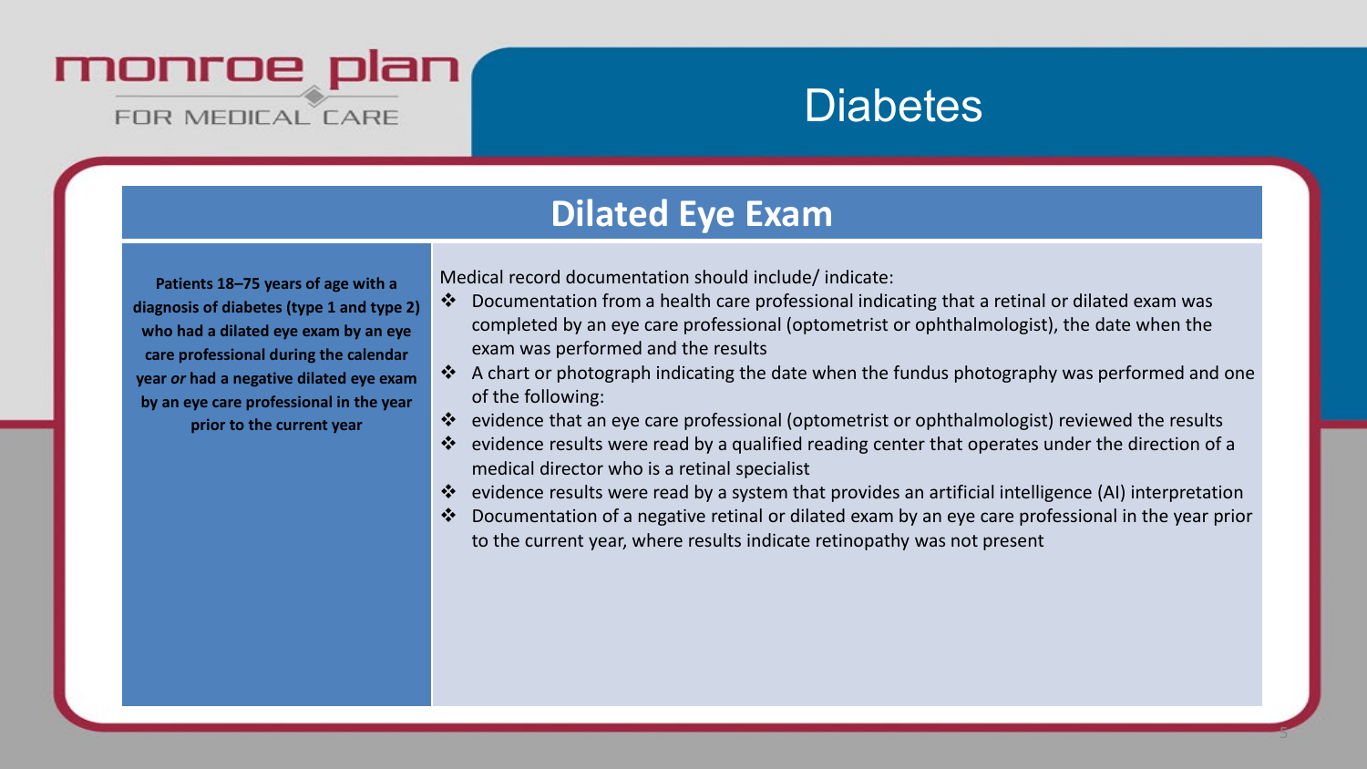monroe plan FOR MEDICAL CARE

# Diabetes

## Dilated Eye Exam

**Patients 18–75 years of age with a diagnosis of diabetes (type 1 and type 2) who had a dilated eye exam by an eye care professional during the calendar year *or* had a negative dilated eye exam by an eye care professional in the year prior to the current year**

Medical record documentation should include/ indicate:

- Documentation from a health care professional indicating that a retinal or dilated exam was completed by an eye care professional (optometrist or ophthalmologist), the date when the exam was performed and the results
- A chart or photograph indicating the date when the fundus photography was performed and one of the following:
- evidence that an eye care professional (optometrist or ophthalmologist) reviewed the results
- evidence results were read by a qualified reading center that operates under the direction of a medical director who is a retinal specialist
- evidence results were read by a system that provides an artificial intelligence (AI) interpretation
- Documentation of a negative retinal or dilated exam by an eye care professional in the year prior to the current year, where results indicate retinopathy was not present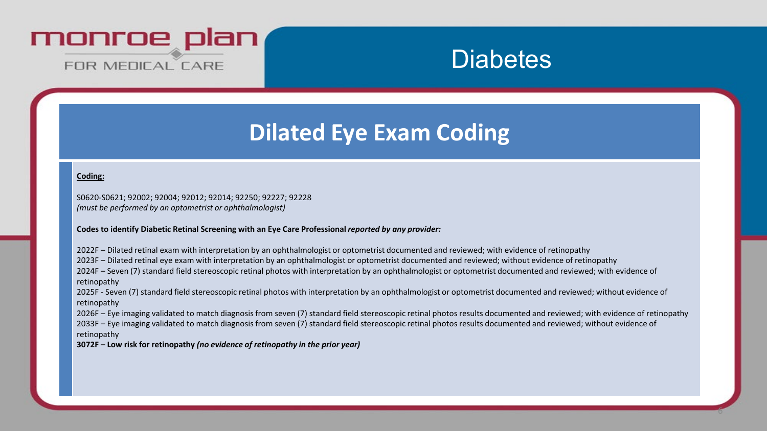# Diabetes

## Dilated Eye Exam Coding

**Coding:**

S0620-S0621; 92002; 92004; 92012; 92014; 92250; 92227; 92228
*(must be performed by an optometrist or ophthalmologist)*

**Codes to identify Diabetic Retinal Screening with an Eye Care Professional** ***reported by any provider:***

2022F – Dilated retinal exam with interpretation by an ophthalmologist or optometrist documented and reviewed; with evidence of retinopathy
2023F – Dilated retinal eye exam with interpretation by an ophthalmologist or optometrist documented and reviewed; without evidence of retinopathy
2024F – Seven (7) standard field stereoscopic retinal photos with interpretation by an ophthalmologist or optometrist documented and reviewed; with evidence of retinopathy
2025F - Seven (7) standard field stereoscopic retinal photos with interpretation by an ophthalmologist or optometrist documented and reviewed; without evidence of retinopathy
2026F – Eye imaging validated to match diagnosis from seven (7) standard field stereoscopic retinal photos results documented and reviewed; with evidence of retinopathy
2033F – Eye imaging validated to match diagnosis from seven (7) standard field stereoscopic retinal photos results documented and reviewed; without evidence of retinopathy
**3072F – Low risk for retinopathy** ***(no evidence of retinopathy in the prior year)***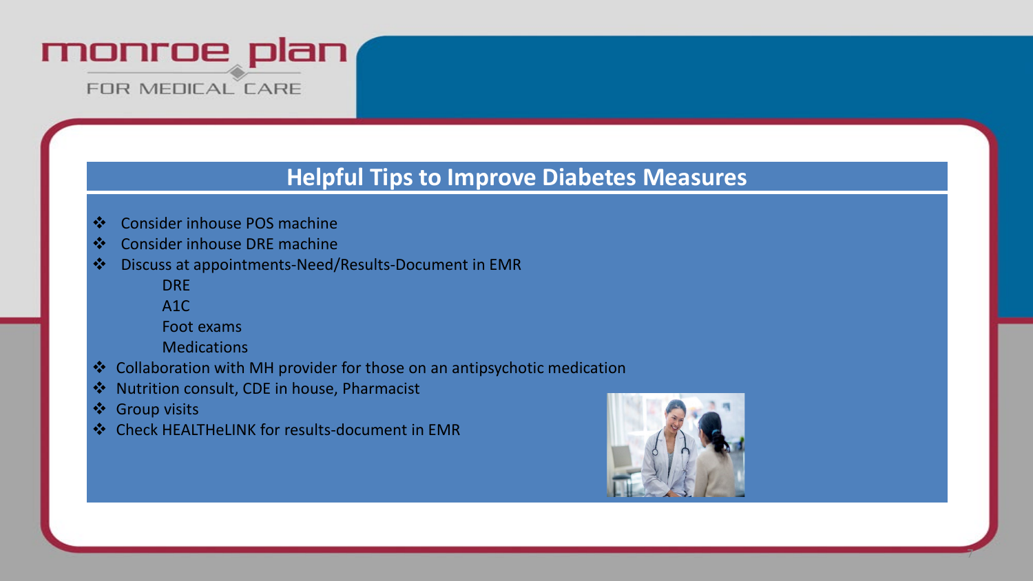## Helpful Tips to Improve Diabetes Measures

- Consider inhouse POS machine
- Consider inhouse DRE machine
- Discuss at appointments-Need/Results-Document in EMR
  - DRE
  - A1C
  - Foot exams
  - Medications
- Collaboration with MH provider for those on an antipsychotic medication
- Nutrition consult, CDE in house, Pharmacist
- Group visits
- Check HEALTHeLINK for results-document in EMR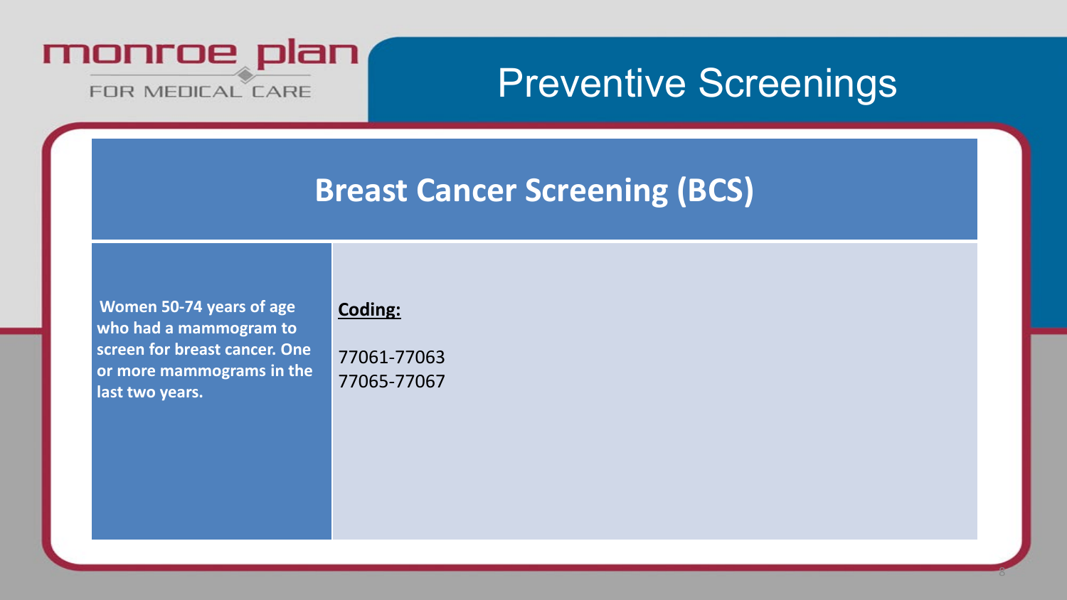# Preventive Screenings

## Breast Cancer Screening (BCS)

| **Women 50-74 years of age who had a mammogram to screen for breast cancer. One or more mammograms in the last two years.** | **Coding:**<br><br>77061-77063<br>77065-77067 |
|---|---|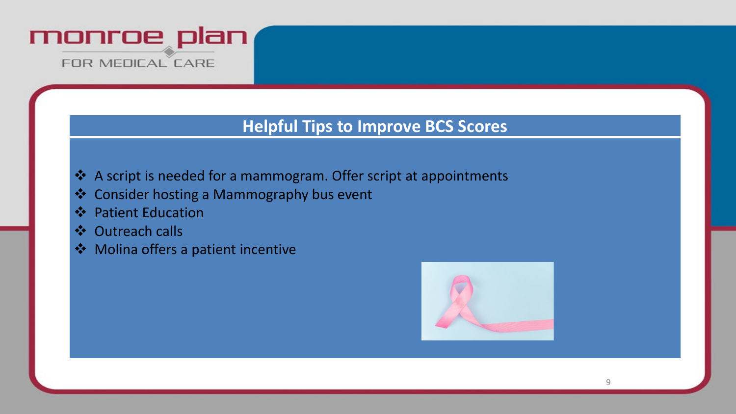## Helpful Tips to Improve BCS Scores

- A script is needed for a mammogram. Offer script at appointments
- Consider hosting a Mammography bus event
- Patient Education
- Outreach calls
- Molina offers a patient incentive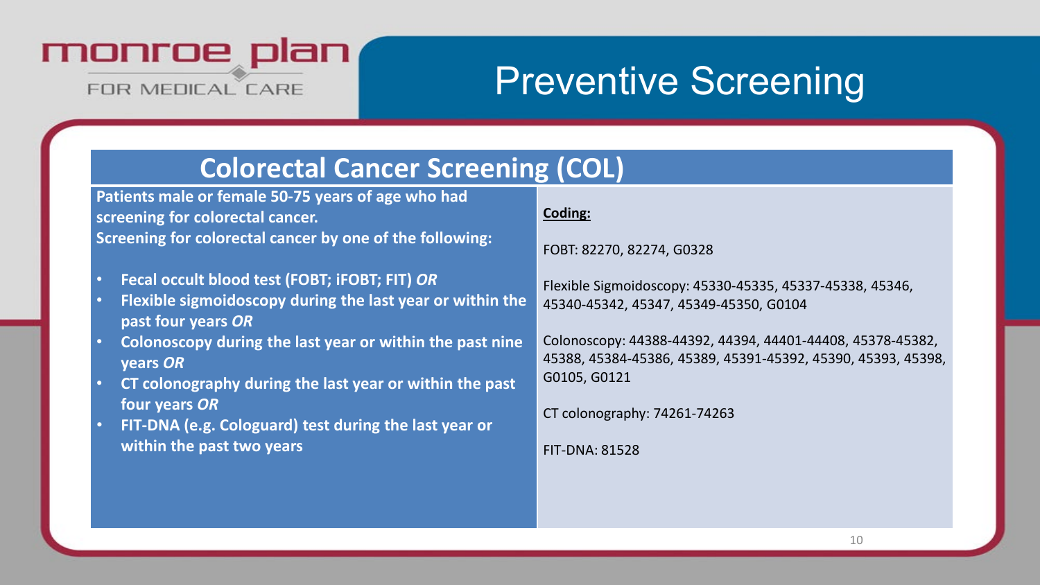# Preventive Screening

## Colorectal Cancer Screening (COL)

**Patients male or female 50-75 years of age who had screening for colorectal cancer.**
**Screening for colorectal cancer by one of the following:**

- **Fecal occult blood test (FOBT; iFOBT; FIT)** ***OR***
- **Flexible sigmoidoscopy during the last year or within the past four years** ***OR***
- **Colonoscopy during the last year or within the past nine years** ***OR***
- **CT colonography during the last year or within the past four years** ***OR***
- **FIT-DNA (e.g. Cologuard) test during the last year or within the past two years**

**<u>Coding:</u>**

FOBT: 82270, 82274, G0328

Flexible Sigmoidoscopy: 45330-45335, 45337-45338, 45346, 45340-45342, 45347, 45349-45350, G0104

Colonoscopy: 44388-44392, 44394, 44401-44408, 45378-45382, 45388, 45384-45386, 45389, 45391-45392, 45390, 45393, 45398, G0105, G0121

CT colonography: 74261-74263

FIT-DNA: 81528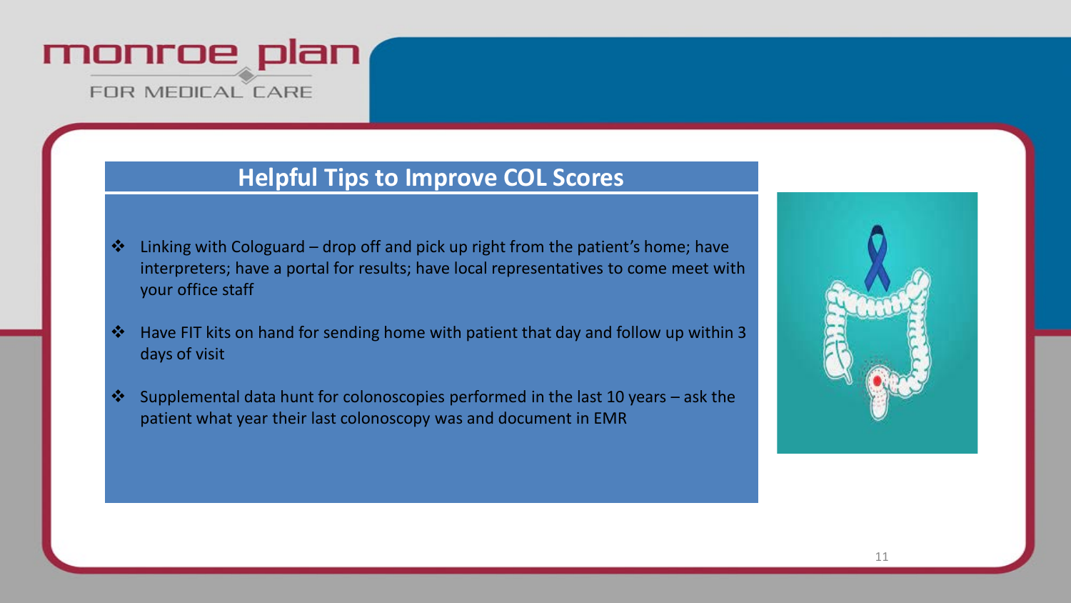## Helpful Tips to Improve COL Scores

- Linking with Cologuard – drop off and pick up right from the patient's home; have interpreters; have a portal for results; have local representatives to come meet with your office staff
- Have FIT kits on hand for sending home with patient that day and follow up within 3 days of visit
- Supplemental data hunt for colonoscopies performed in the last 10 years – ask the patient what year their last colonoscopy was and document in EMR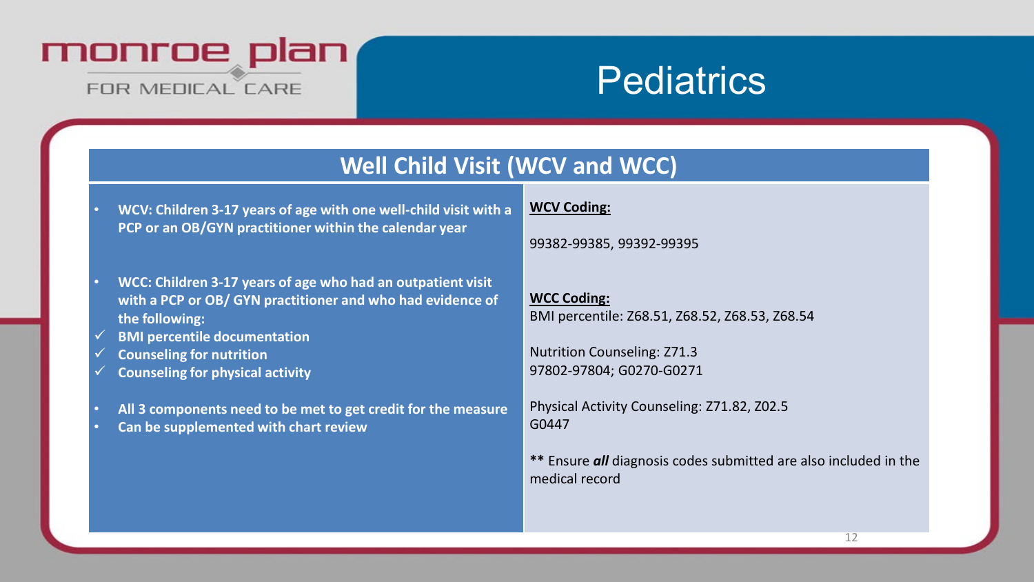# Pediatrics

## Well Child Visit (WCV and WCC)

- **WCV: Children 3-17 years of age with one well-child visit with a PCP or an OB/GYN practitioner within the calendar year**

- **WCC: Children 3-17 years of age who had an outpatient visit with a PCP or OB/ GYN practitioner and who had evidence of the following:**
  - ✓ **BMI percentile documentation**
  - ✓ **Counseling for nutrition**
  - ✓ **Counseling for physical activity**

- **All 3 components need to be met to get credit for the measure**
- **Can be supplemented with chart review**

**WCV Coding:**

99382-99385, 99392-99395

**WCC Coding:**

BMI percentile: Z68.51, Z68.52, Z68.53, Z68.54

Nutrition Counseling: Z71.3
97802-97804; G0270-G0271

Physical Activity Counseling: Z71.82, Z02.5
G0447

**** Ensure ***all*** diagnosis codes submitted are also included in the medical record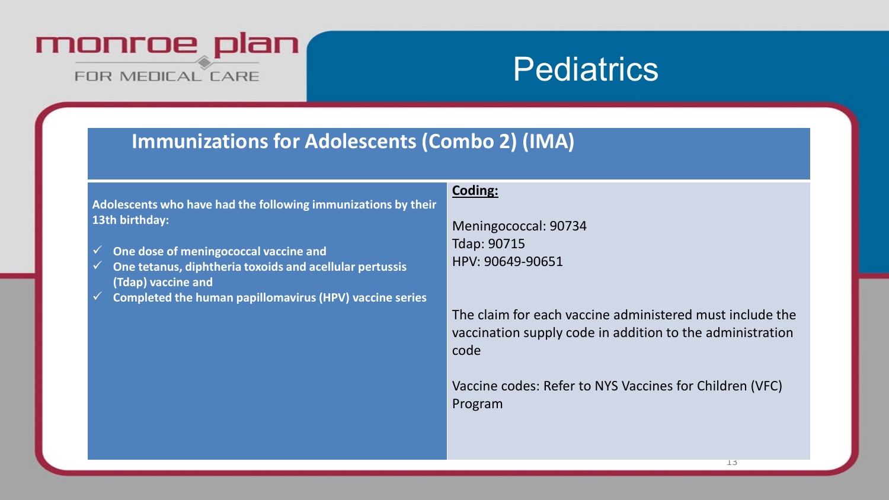monroe plan

FOR MEDICAL CARE

# Pediatrics

## Immunizations for Adolescents (Combo 2) (IMA)

**Adolescents who have had the following immunizations by their 13th birthday:**

- ✓ **One dose of meningococcal vaccine and**
- ✓ **One tetanus, diphtheria toxoids and acellular pertussis (Tdap) vaccine and**
- ✓ **Completed the human papillomavirus (HPV) vaccine series**

**Coding:**

Meningococcal: 90734
Tdap: 90715
HPV: 90649-90651

The claim for each vaccine administered must include the vaccination supply code in addition to the administration code

Vaccine codes: Refer to NYS Vaccines for Children (VFC) Program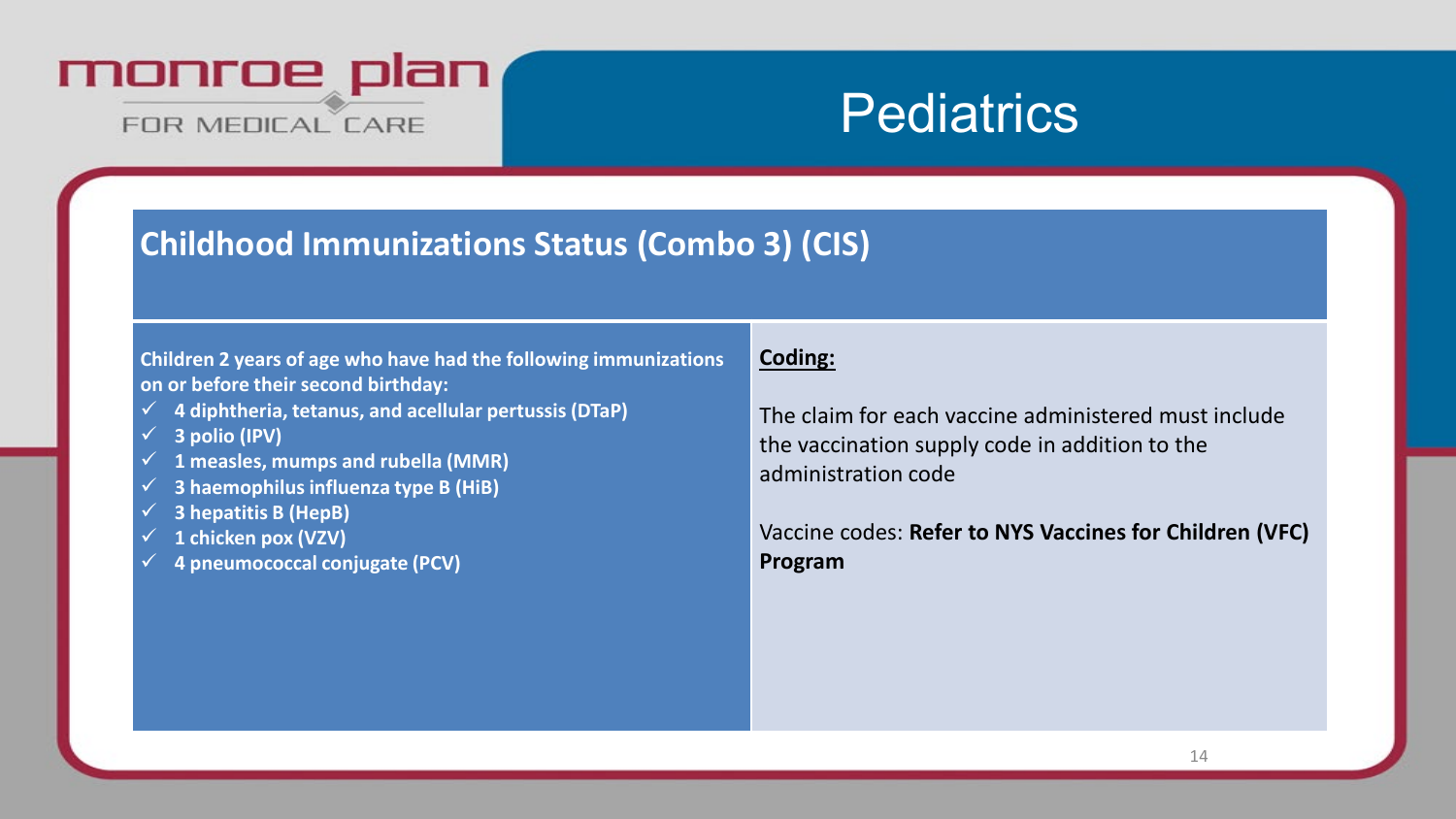monroe plan FOR MEDICAL CARE

# Pediatrics

## Childhood Immunizations Status (Combo 3) (CIS)

**Children 2 years of age who have had the following immunizations on or before their second birthday:**

- ✓ **4 diphtheria, tetanus, and acellular pertussis (DTaP)**
- ✓ **3 polio (IPV)**
- ✓ **1 measles, mumps and rubella (MMR)**
- ✓ **3 haemophilus influenza type B (HiB)**
- ✓ **3 hepatitis B (HepB)**
- ✓ **1 chicken pox (VZV)**
- ✓ **4 pneumococcal conjugate (PCV)**

**Coding:**

The claim for each vaccine administered must include the vaccination supply code in addition to the administration code

Vaccine codes: **Refer to NYS Vaccines for Children (VFC) Program**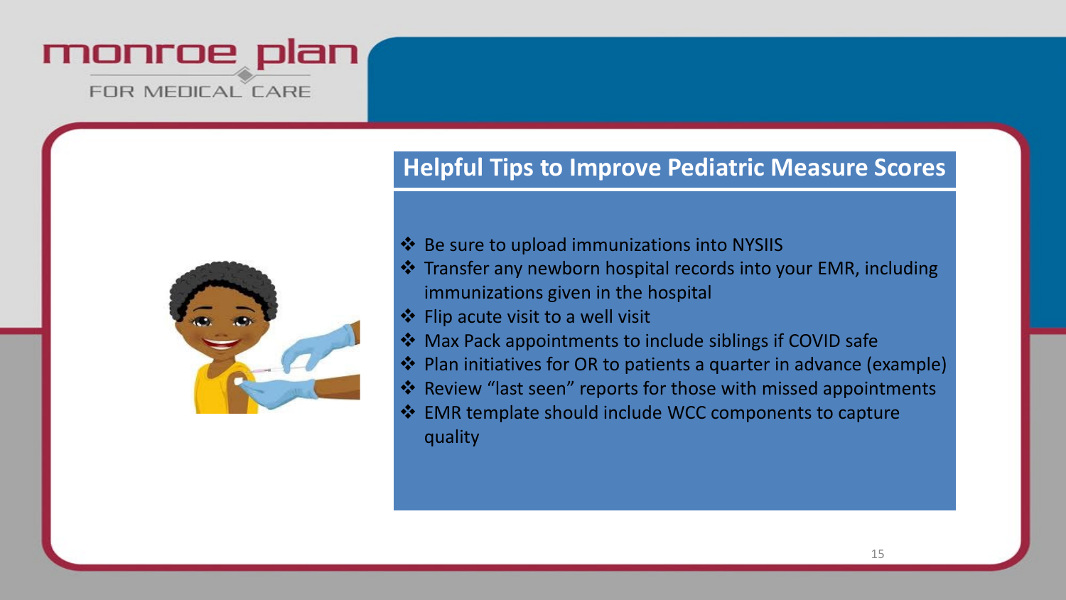## Helpful Tips to Improve Pediatric Measure Scores

- Be sure to upload immunizations into NYSIIS
- Transfer any newborn hospital records into your EMR, including immunizations given in the hospital
- Flip acute visit to a well visit
- Max Pack appointments to include siblings if COVID safe
- Plan initiatives for OR to patients a quarter in advance (example)
- Review "last seen" reports for those with missed appointments
- EMR template should include WCC components to capture quality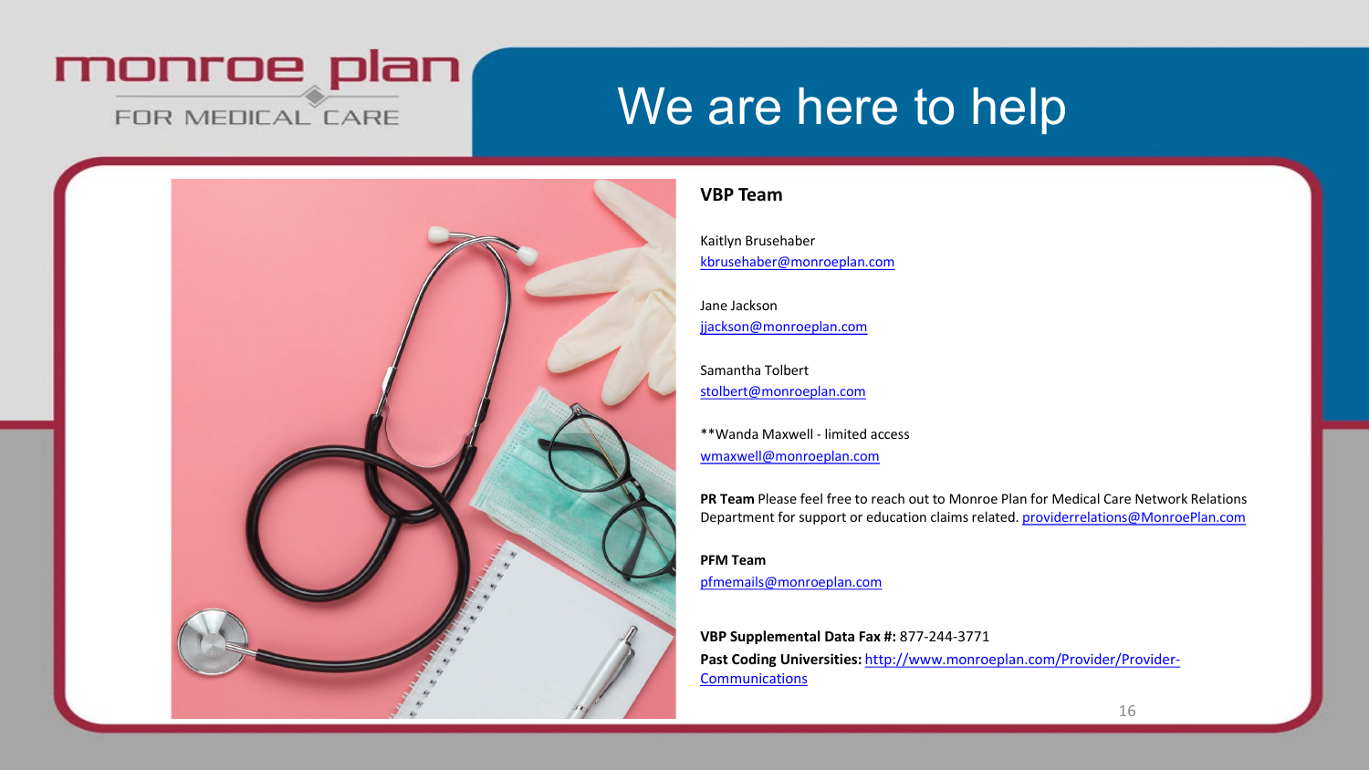# We are here to help

### VBP Team

Kaitlyn Brusehaber
kbrusehaber@monroeplan.com

Jane Jackson
jjackson@monroeplan.com

Samantha Tolbert
stolbert@monroeplan.com

**Wanda Maxwell - limited access
wmaxwell@monroePlan.com

**PR Team** Please feel free to reach out to Monroe Plan for Medical Care Network Relations Department for support or education claims related. providerrelations@MonroePlan.com

**PFM Team**
pfmemails@monroeplan.com

**VBP Supplemental Data Fax #:** 877-244-3771
**Past Coding Universities:** http://www.monroeplan.com/Provider/Provider-Communications